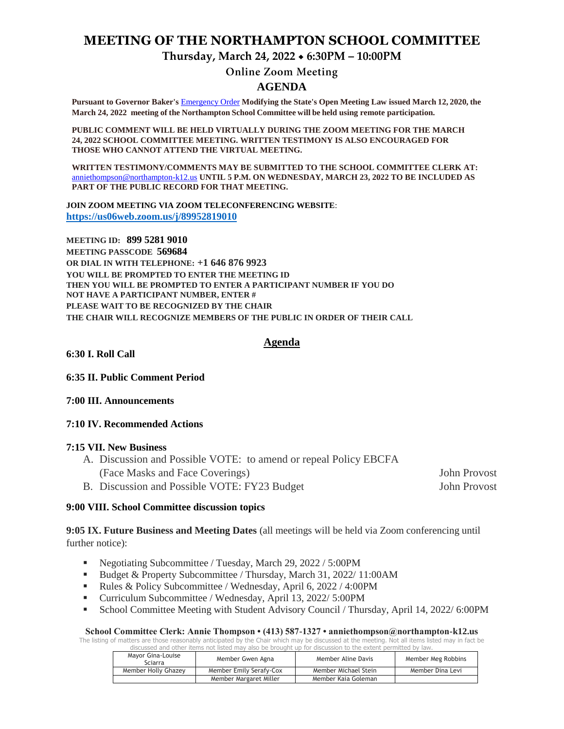# MEETING OF THE NORTHAMPTON SCHOOL COMMITTEE

## Thursday, March 24, 2022 ⬥ 6:30PM – 10:00PM

### Online Zoom Meeting

### AGENDA

**Pursuant to Governor Baker's Emergency Order Modifying the State's Open Meeting Law issued March 12, 2020, the March 24, 2022 meeting of the Northampton School Committee will be held using remote participation.**

**PUBLIC COMMENT WILL BE HELD VIRTUALLY DURING THE ZOOM MEETING FOR THE MARCH 24, 2022 SCHOOL COMMITTEE MEETING. WRITTEN TESTIMONY IS ALSO ENCOURAGED FOR THOSE WHO CANNOT ATTEND THE VIRTUAL MEETING.**

**WRITTEN TESTIMONY/COMMENTS MAY BE SUBMITTED TO THE SCHOOL COMMITTEE CLERK AT:** anniethompson@northampton-k12.us **UNTIL 5 P.M. ON WEDNESDAY, MARCH 23, 2022 TO BE INCLUDED AS PART OF THE PUBLIC RECORD FOR THAT MEETING.**

**JOIN ZOOM MEETING VIA ZOOM TELECONFERENCING WEBSITE**:
**https://us06web.zoom.us/j/89952819010**

**MEETING ID: 899 5281 9010**
**MEETING PASSCODE 569684**
**OR DIAL IN WITH TELEPHONE: +1 646 876 9923**
**YOU WILL BE PROMPTED TO ENTER THE MEETING ID**
**THEN YOU WILL BE PROMPTED TO ENTER A PARTICIPANT NUMBER IF YOU DO NOT HAVE A PARTICIPANT NUMBER, ENTER #**
**PLEASE WAIT TO BE RECOGNIZED BY THE CHAIR**
**THE CHAIR WILL RECOGNIZE MEMBERS OF THE PUBLIC IN ORDER OF THEIR CALL**

## Agenda

**6:30 I. Roll Call**

**6:35 II. Public Comment Period**

**7:00 III. Announcements**

**7:10 IV. Recommended Actions**

**7:15 VII. New Business**

A. Discussion and Possible VOTE: to amend or repeal Policy EBCFA (Face Masks and Face Coverings) — John Provost
B. Discussion and Possible VOTE: FY23 Budget — John Provost

**9:00 VIII. School Committee discussion topics**

**9:05 IX. Future Business and Meeting Dates** (all meetings will be held via Zoom conferencing until further notice):

- Negotiating Subcommittee / Tuesday, March 29, 2022 / 5:00PM
- Budget & Property Subcommittee / Thursday, March 31, 2022/ 11:00AM
- Rules & Policy Subcommittee / Wednesday, April 6, 2022 / 4:00PM
- Curriculum Subcommittee / Wednesday, April 13, 2022/ 5:00PM
- School Committee Meeting with Student Advisory Council / Thursday, April 14, 2022/ 6:00PM

**School Committee Clerk: Annie Thompson • (413) 587-1327 • anniethompson@northampton-k12.us**

The listing of matters are those reasonably anticipated by the Chair which may be discussed at the meeting. Not all items listed may in fact be discussed and other items not listed may also be brought up for discussion to the extent permitted by law.

| | | | |
|---|---|---|---|
| Mayor Gina-Louise Sciarra | Member Gwen Agna | Member Aline Davis | Member Meg Robbins |
| Member Holly Ghazey | Member Emily Serafy-Cox | Member Michael Stein | Member Dina Levi |
| | Member Margaret Miller | Member Kaia Goleman | |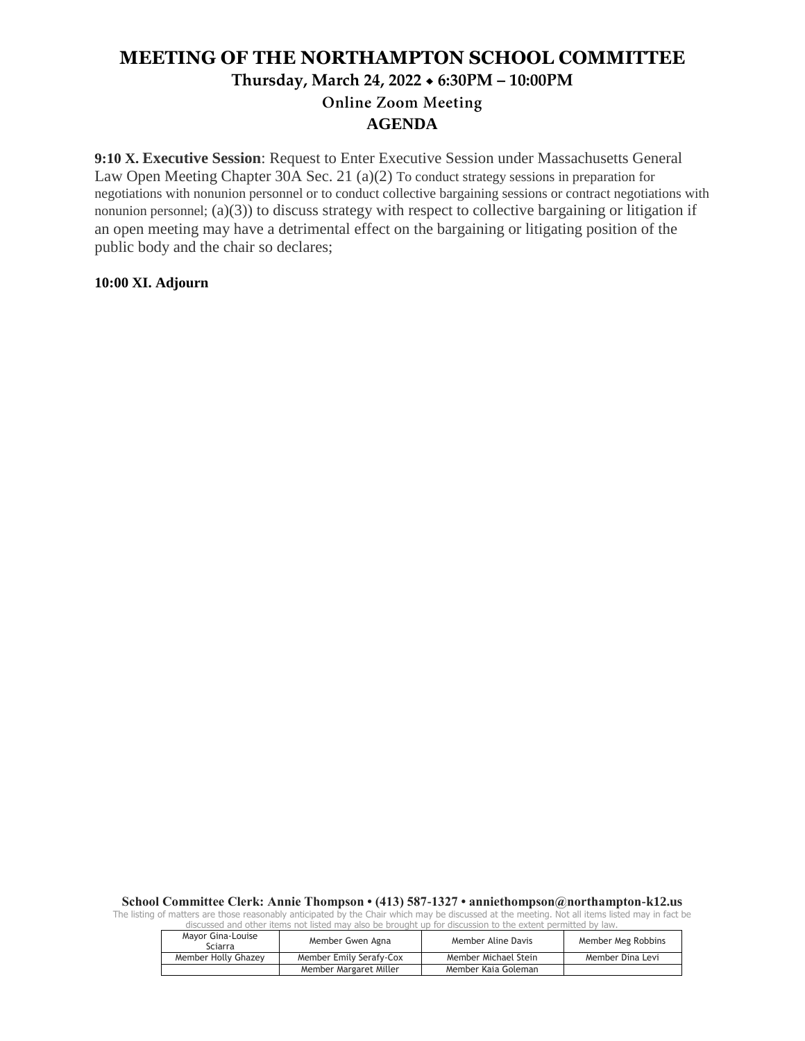# MEETING OF THE NORTHAMPTON SCHOOL COMMITTEE

## Thursday, March 24, 2022 ⬥ 6:30PM – 10:00PM

### Online Zoom Meeting

### AGENDA

**9:10 X. Executive Session**: Request to Enter Executive Session under Massachusetts General Law Open Meeting Chapter 30A Sec. 21 (a)(2) To conduct strategy sessions in preparation for negotiations with nonunion personnel or to conduct collective bargaining sessions or contract negotiations with nonunion personnel; (a)(3)) to discuss strategy with respect to collective bargaining or litigation if an open meeting may have a detrimental effect on the bargaining or litigating position of the public body and the chair so declares;

**10:00 XI. Adjourn**

**School Committee Clerk: Annie Thompson • (413) 587-1327 • anniethompson@northampton-k12.us**

The listing of matters are those reasonably anticipated by the Chair which may be discussed at the meeting. Not all items listed may in fact be discussed and other items not listed may also be brought up for discussion to the extent permitted by law.

| | | | |
|---|---|---|---|
| Mayor Gina-Louise Sciarra | Member Gwen Agna | Member Aline Davis | Member Meg Robbins |
| Member Holly Ghazey | Member Emily Serafy-Cox | Member Michael Stein | Member Dina Levi |
| | Member Margaret Miller | Member Kaia Goleman | |